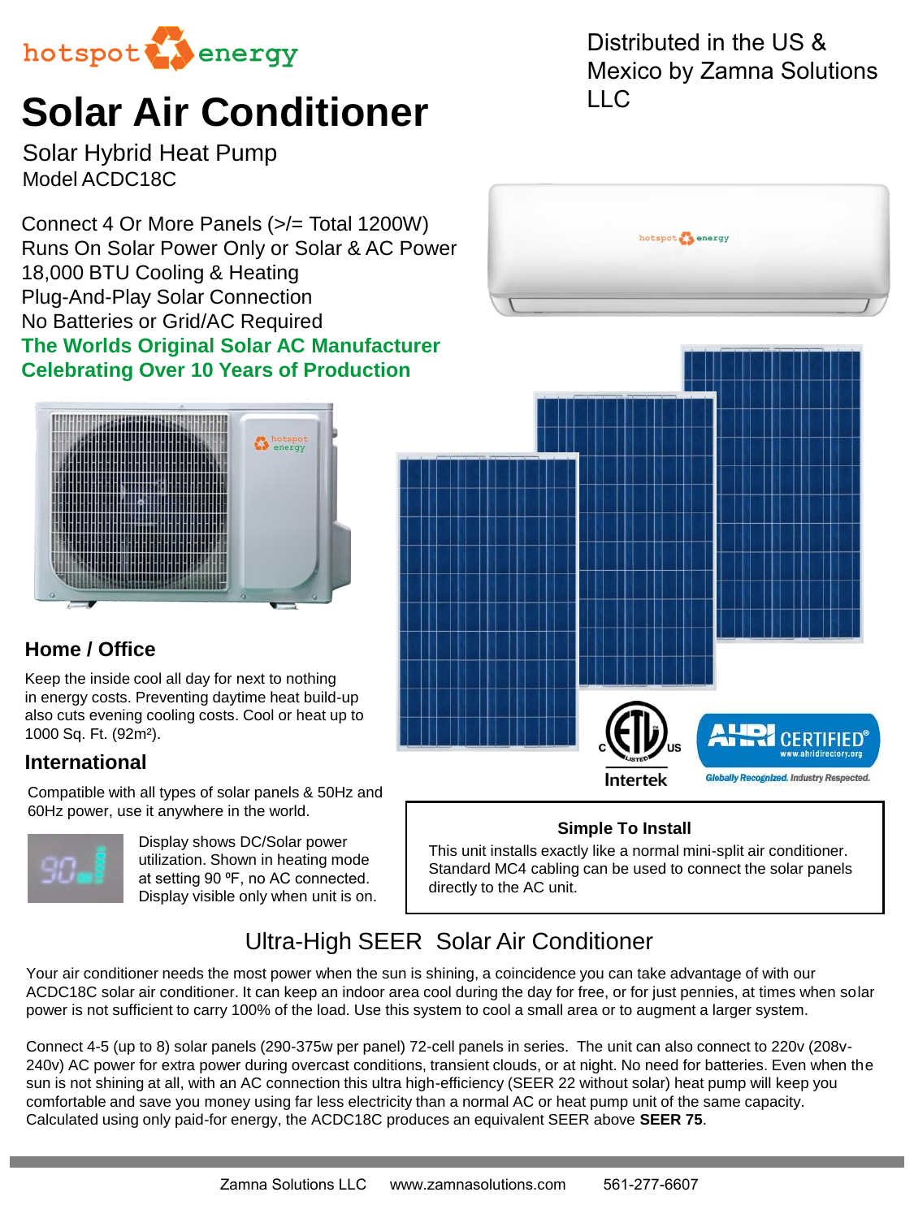hotspot energy

# Solar Air Conditioner

Distributed in the US & Mexico by Zamna Solutions LLC

## Solar Hybrid Heat Pump

Model ACDC18C

Connect 4 Or More Panels (>/= Total 1200W)
Runs On Solar Power Only or Solar & AC Power
18,000 BTU Cooling & Heating
Plug-And-Play Solar Connection
No Batteries or Grid/AC Required
**The Worlds Original Solar AC Manufacturer**
**Celebrating Over 10 Years of Production**

### Home / Office

Keep the inside cool all day for next to nothing in energy costs. Preventing daytime heat build-up also cuts evening cooling costs. Cool or heat up to 1000 Sq. Ft. (92m²).

### International

Compatible with all types of solar panels & 50Hz and 60Hz power, use it anywhere in the world.

Display shows DC/Solar power utilization. Shown in heating mode at setting 90 ºF, no AC connected. Display visible only when unit is on.

**Simple To Install**

This unit installs exactly like a normal mini-split air conditioner. Standard MC4 cabling can be used to connect the solar panels directly to the AC unit.

## Ultra-High SEER Solar Air Conditioner

Your air conditioner needs the most power when the sun is shining, a coincidence you can take advantage of with our ACDC18C solar air conditioner. It can keep an indoor area cool during the day for free, or for just pennies, at times when solar power is not sufficient to carry 100% of the load. Use this system to cool a small area or to augment a larger system.

Connect 4-5 (up to 8) solar panels (290-375w per panel) 72-cell panels in series. The unit can also connect to 220v (208v-240v) AC power for extra power during overcast conditions, transient clouds, or at night. No need for batteries. Even when the sun is not shining at all, with an AC connection this ultra high-efficiency (SEER 22 without solar) heat pump will keep you comfortable and save you money using far less electricity than a normal AC or heat pump unit of the same capacity. Calculated using only paid-for energy, the ACDC18C produces an equivalent SEER above **SEER 75**.

Zamna Solutions LLC www.zamnasolutions.com 561-277-6607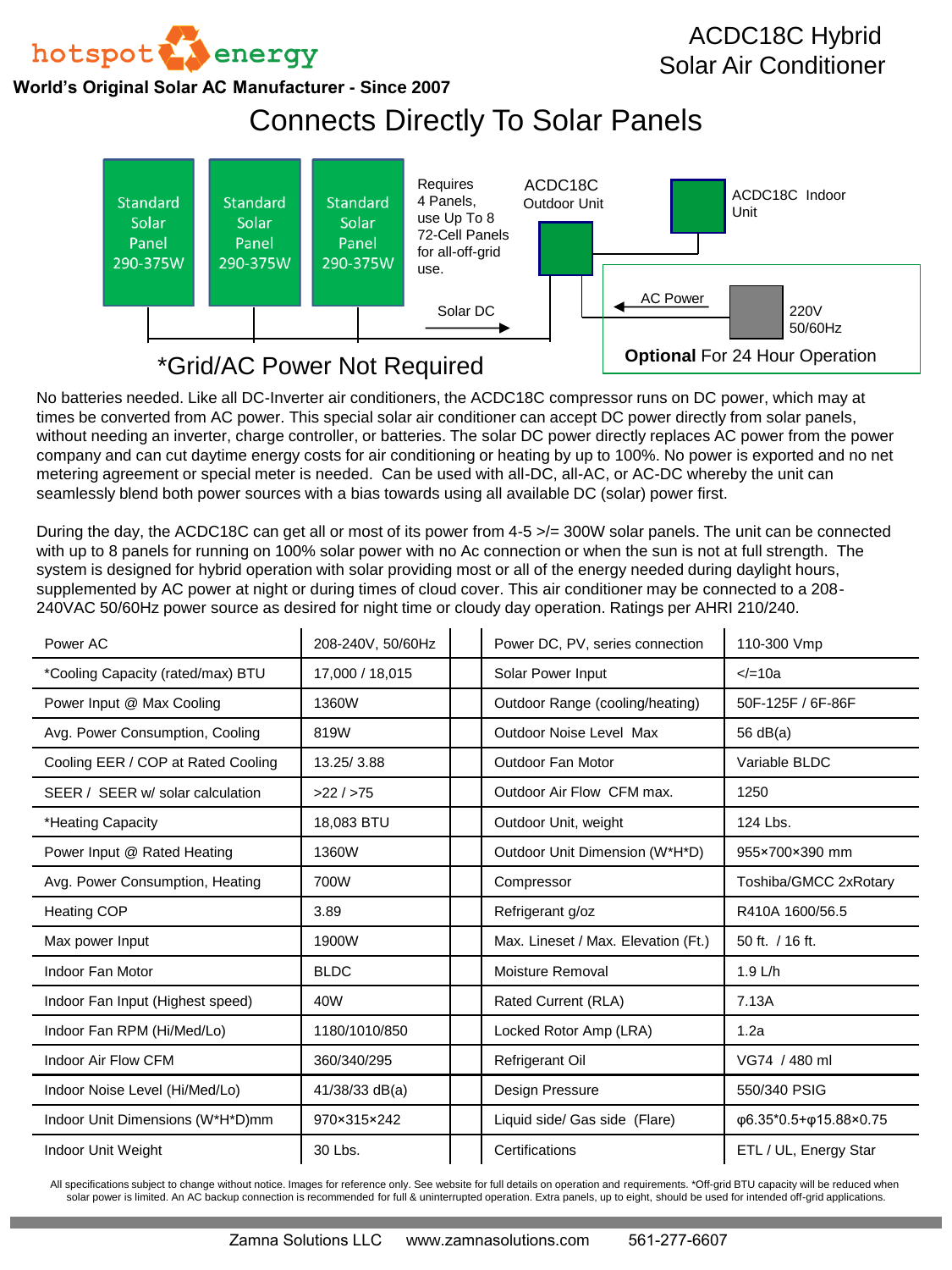hotspot energy

World's Original Solar AC Manufacturer - Since 2007

# ACDC18C Hybrid Solar Air Conditioner

## Connects Directly To Solar Panels

Standard Solar Panel 290-375W

Standard Solar Panel 290-375W

Standard Solar Panel 290-375W

Requires 4 Panels, use Up To 8 72-Cell Panels for all-off-grid use.

Solar DC

ACDC18C Outdoor Unit

ACDC18C Indoor Unit

AC Power

220V 50/60Hz

**Optional** For 24 Hour Operation

*Grid/AC Power Not Required

No batteries needed. Like all DC-Inverter air conditioners, the ACDC18C compressor runs on DC power, which may at times be converted from AC power. This special solar air conditioner can accept DC power directly from solar panels, without needing an inverter, charge controller, or batteries. The solar DC power directly replaces AC power from the power company and can cut daytime energy costs for air conditioning or heating by up to 100%. No power is exported and no net metering agreement or special meter is needed. Can be used with all-DC, all-AC, or AC-DC whereby the unit can seamlessly blend both power sources with a bias towards using all available DC (solar) power first.

During the day, the ACDC18C can get all or most of its power from 4-5 >/= 300W solar panels. The unit can be connected with up to 8 panels for running on 100% solar power with no Ac connection or when the sun is not at full strength. The system is designed for hybrid operation with solar providing most or all of the energy needed during daylight hours, supplemented by AC power at night or during times of cloud cover. This air conditioner may be connected to a 208-240VAC 50/60Hz power source as desired for night time or cloudy day operation. Ratings per AHRI 210/240.

| | | | | |
|---|---|---|---|---|
| Power AC | 208-240V, 50/60Hz | | Power DC, PV, series connection | 110-300 Vmp |
| *Cooling Capacity (rated/max) BTU | 17,000 / 18,015 | | Solar Power Input | </=10a |
| Power Input @ Max Cooling | 1360W | | Outdoor Range (cooling/heating) | 50F-125F / 6F-86F |
| Avg. Power Consumption, Cooling | 819W | | Outdoor Noise Level Max | 56 dB(a) |
| Cooling EER / COP at Rated Cooling | 13.25/ 3.88 | | Outdoor Fan Motor | Variable BLDC |
| SEER / SEER w/ solar calculation | >22 / >75 | | Outdoor Air Flow CFM max. | 1250 |
| *Heating Capacity | 18,083 BTU | | Outdoor Unit, weight | 124 Lbs. |
| Power Input @ Rated Heating | 1360W | | Outdoor Unit Dimension (W*H*D) | 955×700×390 mm |
| Avg. Power Consumption, Heating | 700W | | Compressor | Toshiba/GMCC 2xRotary |
| Heating COP | 3.89 | | Refrigerant g/oz | R410A 1600/56.5 |
| Max power Input | 1900W | | Max. Lineset / Max. Elevation (Ft.) | 50 ft. / 16 ft. |
| Indoor Fan Motor | BLDC | | Moisture Removal | 1.9 L/h |
| Indoor Fan Input (Highest speed) | 40W | | Rated Current (RLA) | 7.13A |
| Indoor Fan RPM (Hi/Med/Lo) | 1180/1010/850 | | Locked Rotor Amp (LRA) | 1.2a |
| Indoor Air Flow CFM | 360/340/295 | | Refrigerant Oil | VG74 / 480 ml |
| Indoor Noise Level (Hi/Med/Lo) | 41/38/33 dB(a) | | Design Pressure | 550/340 PSIG |
| Indoor Unit Dimensions (W*H*D)mm | 970×315×242 | | Liquid side/ Gas side (Flare) | φ6.35*0.5+φ15.88×0.75 |
| Indoor Unit Weight | 30 Lbs. | | Certifications | ETL / UL, Energy Star |

All specifications subject to change without notice. Images for reference only. See website for full details on operation and requirements. *Off-grid BTU capacity will be reduced when solar power is limited. An AC backup connection is recommended for full & uninterrupted operation. Extra panels, up to eight, should be used for intended off-grid applications.

Zamna Solutions LLC www.zamnasolutions.com 561-277-6607